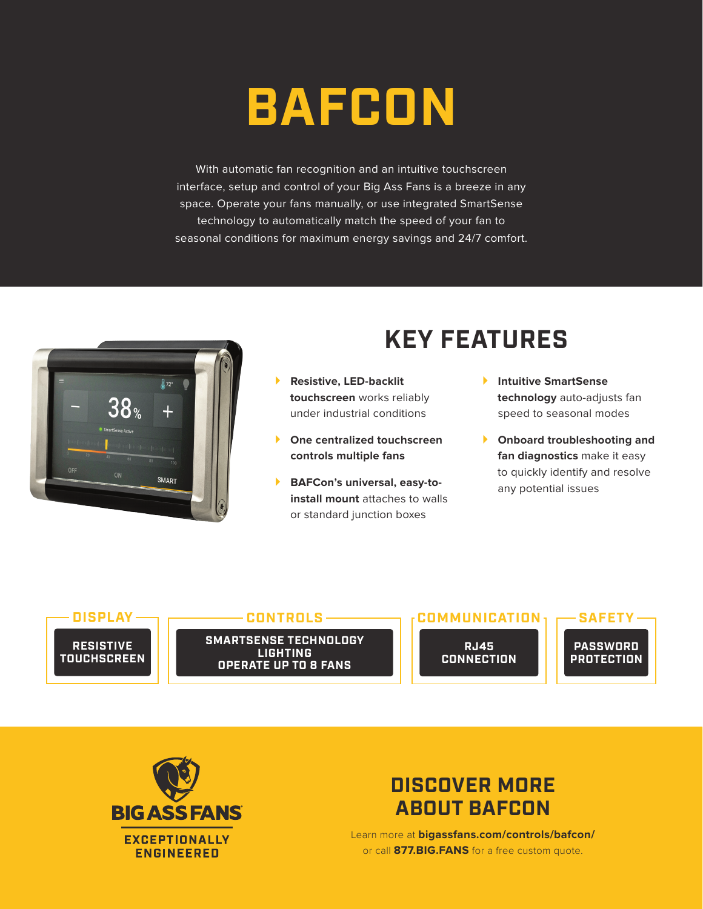# BAFCON

With automatic fan recognition and an intuitive touchscreen interface, setup and control of your Big Ass Fans is a breeze in any space. Operate your fans manually, or use integrated SmartSense technology to automatically match the speed of your fan to seasonal conditions for maximum energy savings and 24/7 comfort.

## KEY FEATURES

- **Resistive, LED-backlit touchscreen** works reliably under industrial conditions
- **One centralized touchscreen controls multiple fans**
- **BAFCon's universal, easy-to-install mount** attaches to walls or standard junction boxes
- **Intuitive SmartSense technology** auto-adjusts fan speed to seasonal modes
- **Onboard troubleshooting and fan diagnostics** make it easy to quickly identify and resolve any potential issues

| DISPLAY | CONTROLS | COMMUNICATION | SAFETY |
|---|---|---|---|
| RESISTIVE TOUCHSCREEN | SMARTSENSE TECHNOLOGY<br>LIGHTING<br>OPERATE UP TO 8 FANS | RJ45 CONNECTION | PASSWORD PROTECTION |

BIG ASS FANS

EXCEPTIONALLY ENGINEERED

## DISCOVER MORE ABOUT BAFCON

Learn more at **bigassfans.com/controls/bafcon/** or call **877.BIG.FANS** for a free custom quote.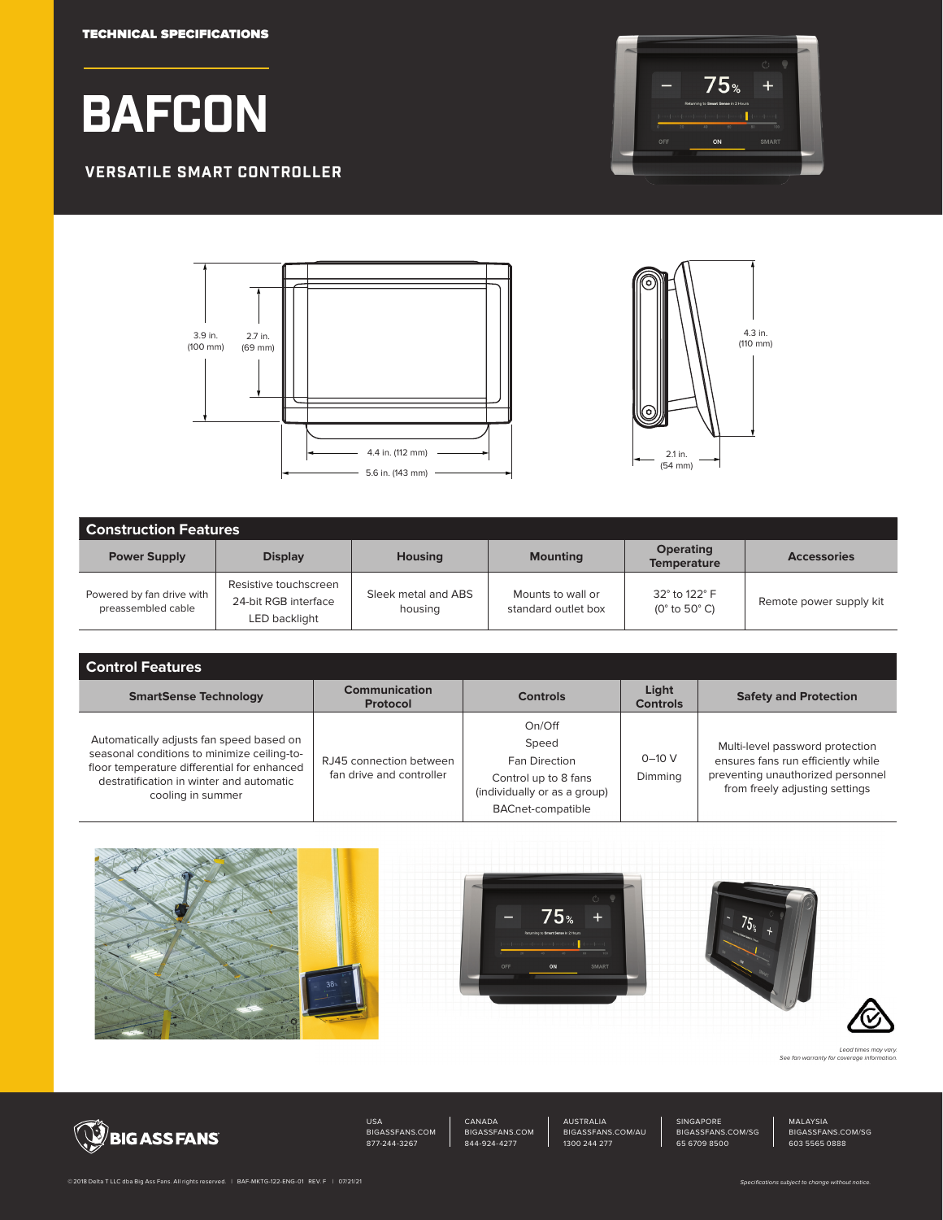TECHNICAL SPECIFICATIONS

# BAFCON

## VERSATILE SMART CONTROLLER

3.9 in. (100 mm)

2.7 in. (69 mm)

4.4 in. (112 mm)

5.6 in. (143 mm)

4.3 in. (110 mm)

2.1 in. (54 mm)

### Construction Features

| Power Supply | Display | Housing | Mounting | Operating Temperature | Accessories |
|---|---|---|---|---|---|
| Powered by fan drive with preassembled cable | Resistive touchscreen<br>24-bit RGB interface<br>LED backlight | Sleek metal and ABS housing | Mounts to wall or standard outlet box | 32° to 122° F<br>(0° to 50° C) | Remote power supply kit |

### Control Features

| SmartSense Technology | Communication Protocol | Controls | Light Controls | Safety and Protection |
|---|---|---|---|---|
| Automatically adjusts fan speed based on seasonal conditions to minimize ceiling-to-floor temperature differential for enhanced destratification in winter and automatic cooling in summer | RJ45 connection between fan drive and controller | On/Off<br>Speed<br>Fan Direction<br>Control up to 8 fans (individually or as a group)<br>BACnet-compatible | 0–10 V<br>Dimming | Multi-level password protection ensures fans run efficiently while preventing unauthorized personnel from freely adjusting settings |

*Lead times may vary.*
*See fan warranty for coverage information.*

BIG ASS FANS

USA
BIGASSFANS.COM
877-244-3267

CANADA
BIGASSFANS.COM
844-924-4277

AUSTRALIA
BIGASSFANS.COM/AU
1300 244 277

SINGAPORE
BIGASSFANS.COM/SG
65 6709 8500

MALAYSIA
BIGASSFANS.COM/SG
603 5565 0888

©2018 Delta T LLC dba Big Ass Fans. All rights reserved. | BAF-MKTG-122-ENG-01 REV. F | 07/21/21

*Specifications subject to change without notice.*